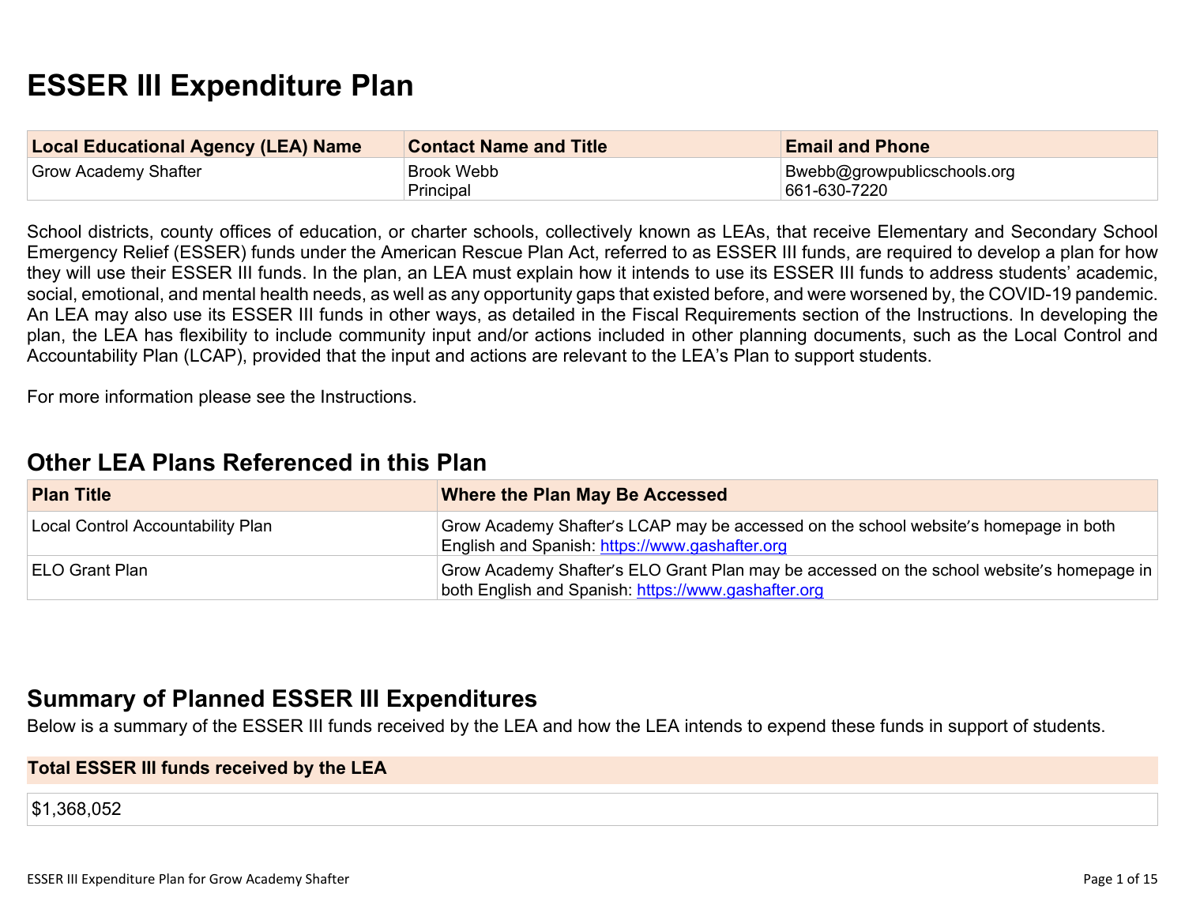# ESSER III Expenditure Plan

| Local Educational Agency (LEA) Name | Contact Name and Title | Email and Phone |
|---|---|---|
| Grow Academy Shafter | Brook Webb<br>Principal | Bwebb@growpublicschools.org<br>661-630-7220 |

School districts, county offices of education, or charter schools, collectively known as LEAs, that receive Elementary and Secondary School Emergency Relief (ESSER) funds under the American Rescue Plan Act, referred to as ESSER III funds, are required to develop a plan for how they will use their ESSER III funds. In the plan, an LEA must explain how it intends to use its ESSER III funds to address students' academic, social, emotional, and mental health needs, as well as any opportunity gaps that existed before, and were worsened by, the COVID-19 pandemic. An LEA may also use its ESSER III funds in other ways, as detailed in the Fiscal Requirements section of the Instructions. In developing the plan, the LEA has flexibility to include community input and/or actions included in other planning documents, such as the Local Control and Accountability Plan (LCAP), provided that the input and actions are relevant to the LEA's Plan to support students.

For more information please see the Instructions.

## Other LEA Plans Referenced in this Plan

| Plan Title | Where the Plan May Be Accessed |
|---|---|
| Local Control Accountability Plan | Grow Academy Shafter's LCAP may be accessed on the school website's homepage in both English and Spanish: https://www.gashafter.org |
| ELO Grant Plan | Grow Academy Shafter's ELO Grant Plan may be accessed on the school website's homepage in both English and Spanish: https://www.gashafter.org |

## Summary of Planned ESSER III Expenditures

Below is a summary of the ESSER III funds received by the LEA and how the LEA intends to expend these funds in support of students.

| Total ESSER III funds received by the LEA |
|---|
| $1,368,052 |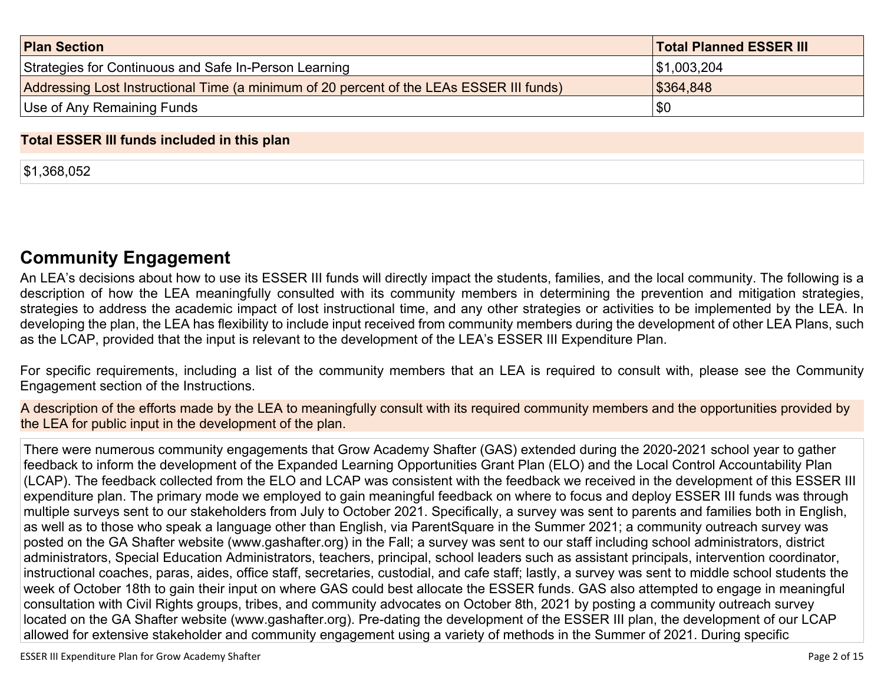| Plan Section | Total Planned ESSER III |
|---|---|
| Strategies for Continuous and Safe In-Person Learning | $1,003,204 |
| Addressing Lost Instructional Time (a minimum of 20 percent of the LEAs ESSER III funds) | $364,848 |
| Use of Any Remaining Funds | $0 |

| Total ESSER III funds included in this plan |
|---|
| $1,368,052 |

## Community Engagement

An LEA's decisions about how to use its ESSER III funds will directly impact the students, families, and the local community. The following is a description of how the LEA meaningfully consulted with its community members in determining the prevention and mitigation strategies, strategies to address the academic impact of lost instructional time, and any other strategies or activities to be implemented by the LEA. In developing the plan, the LEA has flexibility to include input received from community members during the development of other LEA Plans, such as the LCAP, provided that the input is relevant to the development of the LEA's ESSER III Expenditure Plan.

For specific requirements, including a list of the community members that an LEA is required to consult with, please see the Community Engagement section of the Instructions.

| A description of the efforts made by the LEA to meaningfully consult with its required community members and the opportunities provided by the LEA for public input in the development of the plan. |
|---|
| There were numerous community engagements that Grow Academy Shafter (GAS) extended during the 2020-2021 school year to gather feedback to inform the development of the Expanded Learning Opportunities Grant Plan (ELO) and the Local Control Accountability Plan (LCAP). The feedback collected from the ELO and LCAP was consistent with the feedback we received in the development of this ESSER III expenditure plan. The primary mode we employed to gain meaningful feedback on where to focus and deploy ESSER III funds was through multiple surveys sent to our stakeholders from July to October 2021. Specifically, a survey was sent to parents and families both in English, as well as to those who speak a language other than English, via ParentSquare in the Summer 2021; a community outreach survey was posted on the GA Shafter website (www.gashafter.org) in the Fall; a survey was sent to our staff including school administrators, district administrators, Special Education Administrators, teachers, principal, school leaders such as assistant principals, intervention coordinator, instructional coaches, paras, aides, office staff, secretaries, custodial, and cafe staff; lastly, a survey was sent to middle school students the week of October 18th to gain their input on where GAS could best allocate the ESSER funds. GAS also attempted to engage in meaningful consultation with Civil Rights groups, tribes, and community advocates on October 8th, 2021 by posting a community outreach survey located on the GA Shafter website (www.gashafter.org). Pre-dating the development of the ESSER III plan, the development of our LCAP allowed for extensive stakeholder and community engagement using a variety of methods in the Summer of 2021. During specific |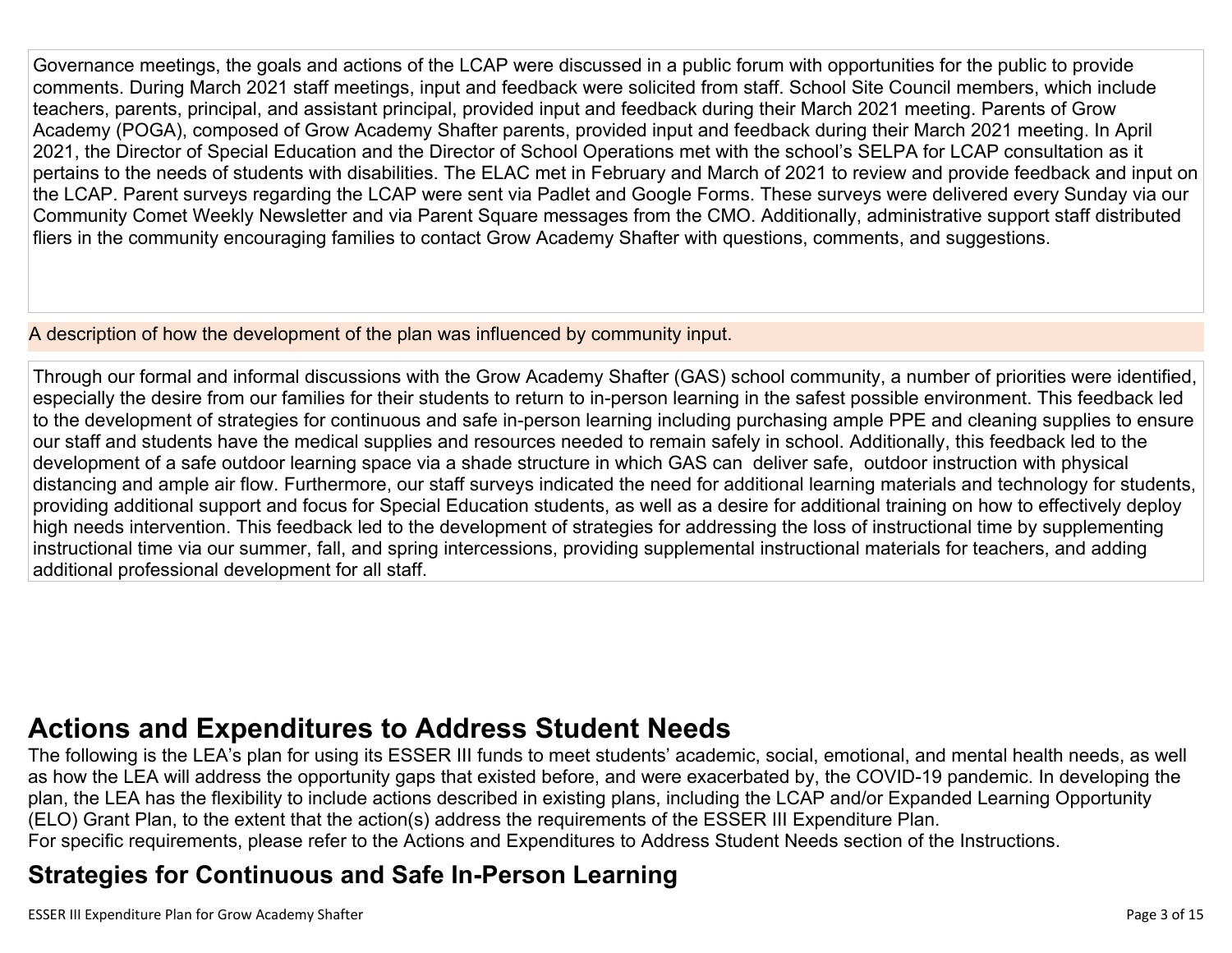Governance meetings, the goals and actions of the LCAP were discussed in a public forum with opportunities for the public to provide comments. During March 2021 staff meetings, input and feedback were solicited from staff. School Site Council members, which include teachers, parents, principal, and assistant principal, provided input and feedback during their March 2021 meeting. Parents of Grow Academy (POGA), composed of Grow Academy Shafter parents, provided input and feedback during their March 2021 meeting. In April 2021, the Director of Special Education and the Director of School Operations met with the school's SELPA for LCAP consultation as it pertains to the needs of students with disabilities. The ELAC met in February and March of 2021 to review and provide feedback and input on the LCAP. Parent surveys regarding the LCAP were sent via Padlet and Google Forms. These surveys were delivered every Sunday via our Community Comet Weekly Newsletter and via Parent Square messages from the CMO. Additionally, administrative support staff distributed fliers in the community encouraging families to contact Grow Academy Shafter with questions, comments, and suggestions.

A description of how the development of the plan was influenced by community input.

Through our formal and informal discussions with the Grow Academy Shafter (GAS) school community, a number of priorities were identified, especially the desire from our families for their students to return to in-person learning in the safest possible environment. This feedback led to the development of strategies for continuous and safe in-person learning including purchasing ample PPE and cleaning supplies to ensure our staff and students have the medical supplies and resources needed to remain safely in school. Additionally, this feedback led to the development of a safe outdoor learning space via a shade structure in which GAS can deliver safe, outdoor instruction with physical distancing and ample air flow. Furthermore, our staff surveys indicated the need for additional learning materials and technology for students, providing additional support and focus for Special Education students, as well as a desire for additional training on how to effectively deploy high needs intervention. This feedback led to the development of strategies for addressing the loss of instructional time by supplementing instructional time via our summer, fall, and spring intercessions, providing supplemental instructional materials for teachers, and adding additional professional development for all staff.

# Actions and Expenditures to Address Student Needs

The following is the LEA's plan for using its ESSER III funds to meet students' academic, social, emotional, and mental health needs, as well as how the LEA will address the opportunity gaps that existed before, and were exacerbated by, the COVID-19 pandemic. In developing the plan, the LEA has the flexibility to include actions described in existing plans, including the LCAP and/or Expanded Learning Opportunity (ELO) Grant Plan, to the extent that the action(s) address the requirements of the ESSER III Expenditure Plan.
For specific requirements, please refer to the Actions and Expenditures to Address Student Needs section of the Instructions.

## Strategies for Continuous and Safe In-Person Learning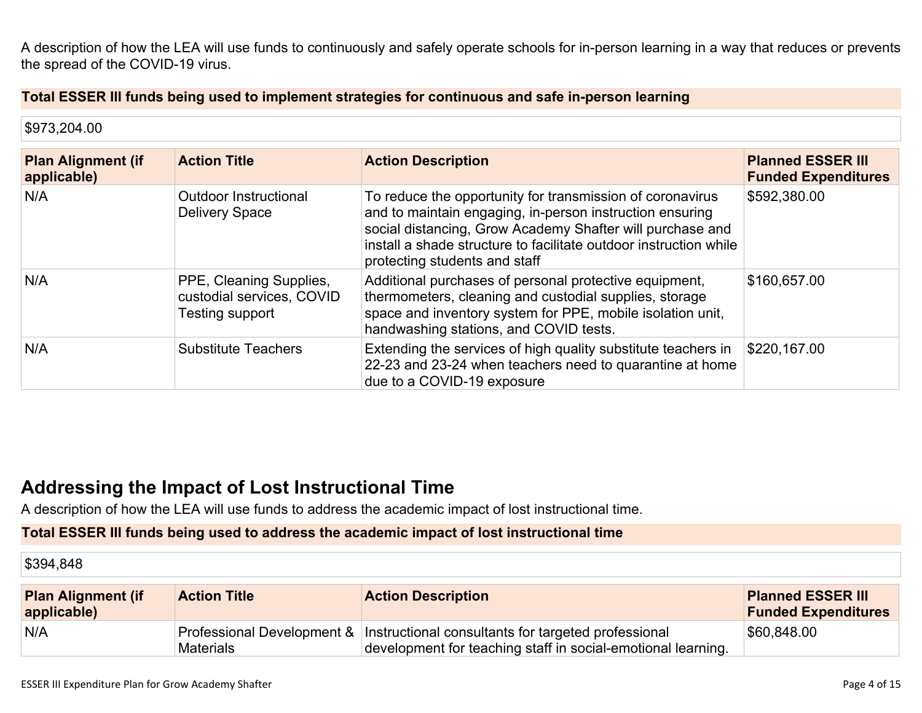A description of how the LEA will use funds to continuously and safely operate schools for in-person learning in a way that reduces or prevents the spread of the COVID-19 virus.

**Total ESSER III funds being used to implement strategies for continuous and safe in-person learning**

$973,204.00

| Plan Alignment (if applicable) | Action Title | Action Description | Planned ESSER III Funded Expenditures |
|---|---|---|---|
| N/A | Outdoor Instructional Delivery Space | To reduce the opportunity for transmission of coronavirus and to maintain engaging, in-person instruction ensuring social distancing, Grow Academy Shafter will purchase and install a shade structure to facilitate outdoor instruction while protecting students and staff | $592,380.00 |
| N/A | PPE, Cleaning Supplies, custodial services, COVID Testing support | Additional purchases of personal protective equipment, thermometers, cleaning and custodial supplies, storage space and inventory system for PPE, mobile isolation unit, handwashing stations, and COVID tests. | $160,657.00 |
| N/A | Substitute Teachers | Extending the services of high quality substitute teachers in 22-23 and 23-24 when teachers need to quarantine at home due to a COVID-19 exposure | $220,167.00 |

## Addressing the Impact of Lost Instructional Time

A description of how the LEA will use funds to address the academic impact of lost instructional time.

**Total ESSER III funds being used to address the academic impact of lost instructional time**

$394,848

| Plan Alignment (if applicable) | Action Title | Action Description | Planned ESSER III Funded Expenditures |
|---|---|---|---|
| N/A | Professional Development & Materials | Instructional consultants for targeted professional development for teaching staff in social-emotional learning. | $60,848.00 |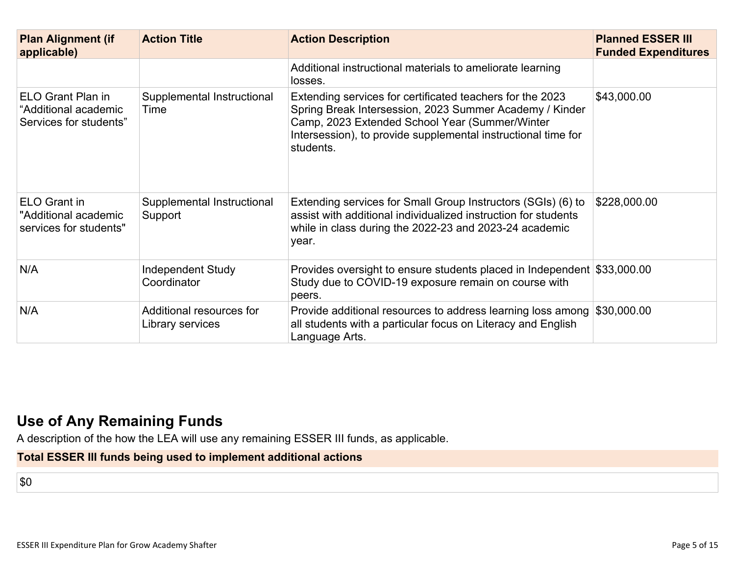| Plan Alignment (if applicable) | Action Title | Action Description | Planned ESSER III Funded Expenditures |
|---|---|---|---|
| | | Additional instructional materials to ameliorate learning losses. | |
| ELO Grant Plan in "Additional academic Services for students" | Supplemental Instructional Time | Extending services for certificated teachers for the 2023 Spring Break Intersession, 2023 Summer Academy / Kinder Camp, 2023 Extended School Year (Summer/Winter Intersession), to provide supplemental instructional time for students. | $43,000.00 |
| ELO Grant in "Additional academic services for students" | Supplemental Instructional Support | Extending services for Small Group Instructors (SGIs) (6) to assist with additional individualized instruction for students while in class during the 2022-23 and 2023-24 academic year. | $228,000.00 |
| N/A | Independent Study Coordinator | Provides oversight to ensure students placed in Independent Study due to COVID-19 exposure remain on course with peers. | $33,000.00 |
| N/A | Additional resources for Library services | Provide additional resources to address learning loss among all students with a particular focus on Literacy and English Language Arts. | $30,000.00 |

## Use of Any Remaining Funds

A description of the how the LEA will use any remaining ESSER III funds, as applicable.

| Total ESSER III funds being used to implement additional actions |
|---|
| $0 |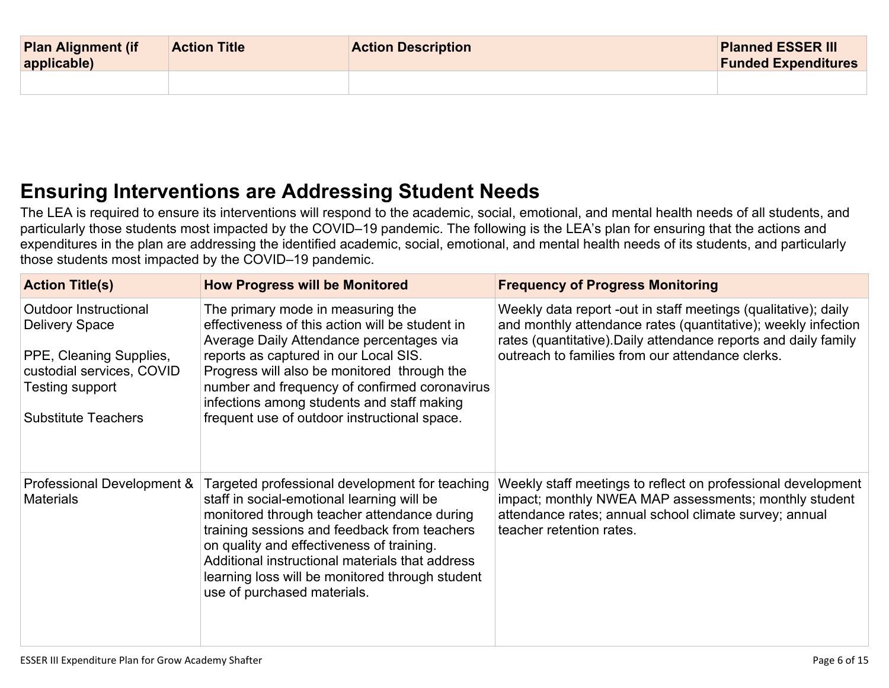| Plan Alignment (if applicable) | Action Title | Action Description | Planned ESSER III Funded Expenditures |
|---|---|---|---|
| | | | |

## Ensuring Interventions are Addressing Student Needs

The LEA is required to ensure its interventions will respond to the academic, social, emotional, and mental health needs of all students, and particularly those students most impacted by the COVID–19 pandemic. The following is the LEA's plan for ensuring that the actions and expenditures in the plan are addressing the identified academic, social, emotional, and mental health needs of its students, and particularly those students most impacted by the COVID–19 pandemic.

| Action Title(s) | How Progress will be Monitored | Frequency of Progress Monitoring |
|---|---|---|
| Outdoor Instructional Delivery Space<br><br>PPE, Cleaning Supplies, custodial services, COVID Testing support<br><br>Substitute Teachers | The primary mode in measuring the effectiveness of this action will be student in Average Daily Attendance percentages via reports as captured in our Local SIS. Progress will also be monitored through the number and frequency of confirmed coronavirus infections among students and staff making frequent use of outdoor instructional space. | Weekly data report -out in staff meetings (qualitative); daily and monthly attendance rates (quantitative); weekly infection rates (quantitative).Daily attendance reports and daily family outreach to families from our attendance clerks. |
| Professional Development & Materials | Targeted professional development for teaching staff in social-emotional learning will be monitored through teacher attendance during training sessions and feedback from teachers on quality and effectiveness of training. Additional instructional materials that address learning loss will be monitored through student use of purchased materials. | Weekly staff meetings to reflect on professional development impact; monthly NWEA MAP assessments; monthly student attendance rates; annual school climate survey; annual teacher retention rates. |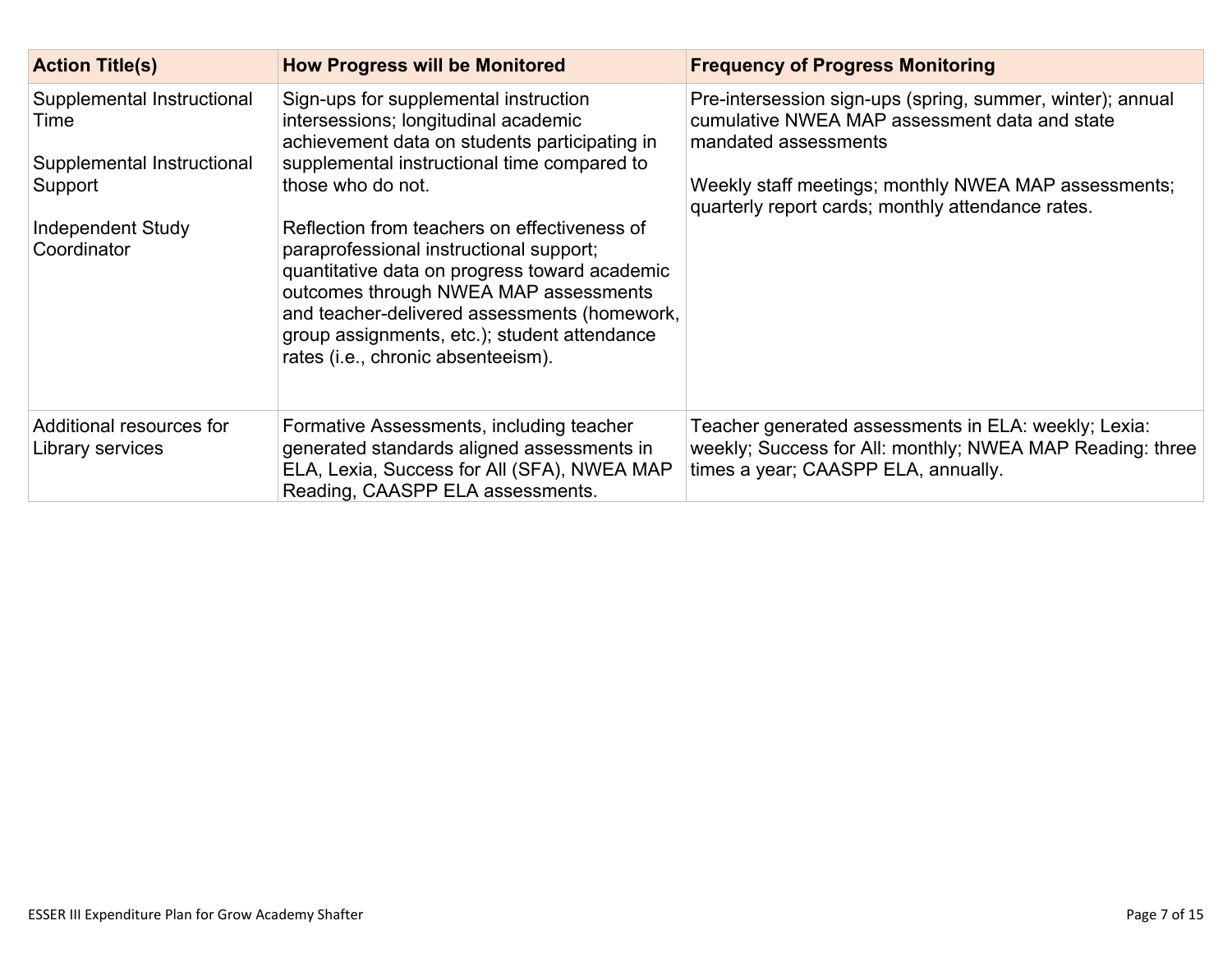| Action Title(s) | How Progress will be Monitored | Frequency of Progress Monitoring |
| --- | --- | --- |
| Supplemental Instructional Time<br><br>Supplemental Instructional Support<br><br>Independent Study Coordinator | Sign-ups for supplemental instruction intersessions; longitudinal academic achievement data on students participating in supplemental instructional time compared to those who do not.<br><br>Reflection from teachers on effectiveness of paraprofessional instructional support; quantitative data on progress toward academic outcomes through NWEA MAP assessments and teacher-delivered assessments (homework, group assignments, etc.); student attendance rates (i.e., chronic absenteeism). | Pre-intersession sign-ups (spring, summer, winter); annual cumulative NWEA MAP assessment data and state mandated assessments<br><br>Weekly staff meetings; monthly NWEA MAP assessments; quarterly report cards; monthly attendance rates. |
| Additional resources for Library services | Formative Assessments, including teacher generated standards aligned assessments in ELA, Lexia, Success for All (SFA), NWEA MAP Reading, CAASPP ELA assessments. | Teacher generated assessments in ELA: weekly; Lexia: weekly; Success for All: monthly; NWEA MAP Reading: three times a year; CAASPP ELA, annually. |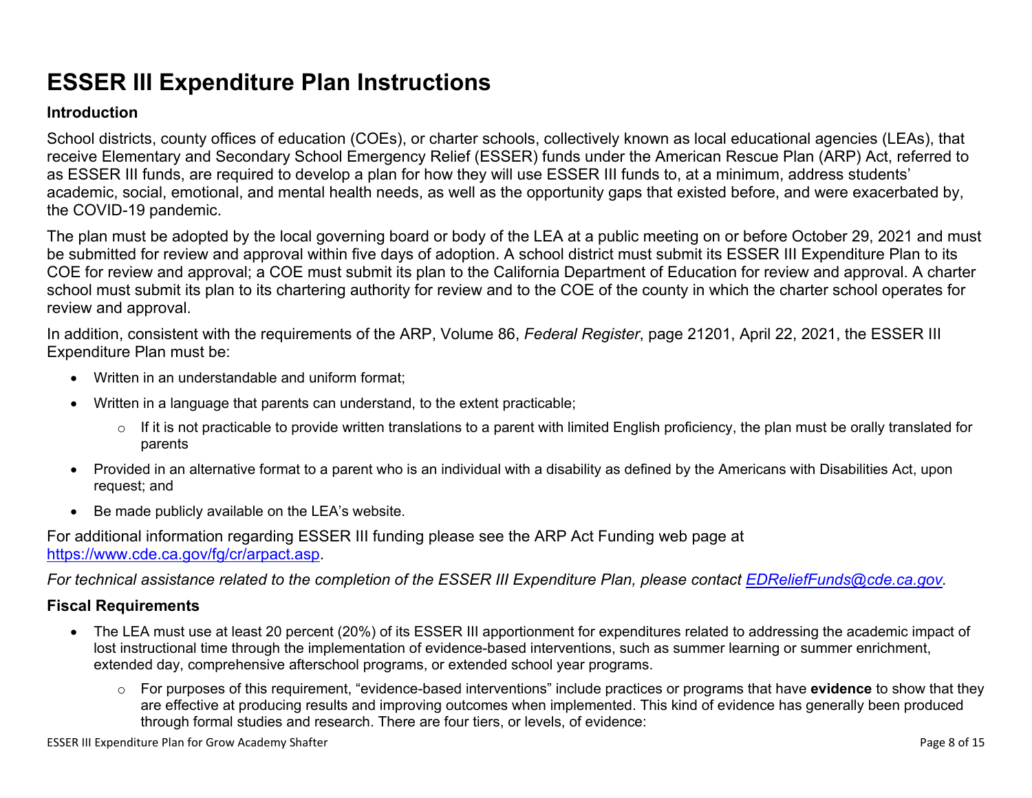# ESSER III Expenditure Plan Instructions

### Introduction

School districts, county offices of education (COEs), or charter schools, collectively known as local educational agencies (LEAs), that receive Elementary and Secondary School Emergency Relief (ESSER) funds under the American Rescue Plan (ARP) Act, referred to as ESSER III funds, are required to develop a plan for how they will use ESSER III funds to, at a minimum, address students' academic, social, emotional, and mental health needs, as well as the opportunity gaps that existed before, and were exacerbated by, the COVID-19 pandemic.

The plan must be adopted by the local governing board or body of the LEA at a public meeting on or before October 29, 2021 and must be submitted for review and approval within five days of adoption. A school district must submit its ESSER III Expenditure Plan to its COE for review and approval; a COE must submit its plan to the California Department of Education for review and approval. A charter school must submit its plan to its chartering authority for review and to the COE of the county in which the charter school operates for review and approval.

In addition, consistent with the requirements of the ARP, Volume 86, *Federal Register*, page 21201, April 22, 2021, the ESSER III Expenditure Plan must be:

- Written in an understandable and uniform format;
- Written in a language that parents can understand, to the extent practicable;
  - If it is not practicable to provide written translations to a parent with limited English proficiency, the plan must be orally translated for parents
- Provided in an alternative format to a parent who is an individual with a disability as defined by the Americans with Disabilities Act, upon request; and
- Be made publicly available on the LEA's website.

For additional information regarding ESSER III funding please see the ARP Act Funding web page at https://www.cde.ca.gov/fg/cr/arpact.asp.

*For technical assistance related to the completion of the ESSER III Expenditure Plan, please contact EDReliefFunds@cde.ca.gov.*

### Fiscal Requirements

- The LEA must use at least 20 percent (20%) of its ESSER III apportionment for expenditures related to addressing the academic impact of lost instructional time through the implementation of evidence-based interventions, such as summer learning or summer enrichment, extended day, comprehensive afterschool programs, or extended school year programs.
  - For purposes of this requirement, "evidence-based interventions" include practices or programs that have **evidence** to show that they are effective at producing results and improving outcomes when implemented. This kind of evidence has generally been produced through formal studies and research. There are four tiers, or levels, of evidence: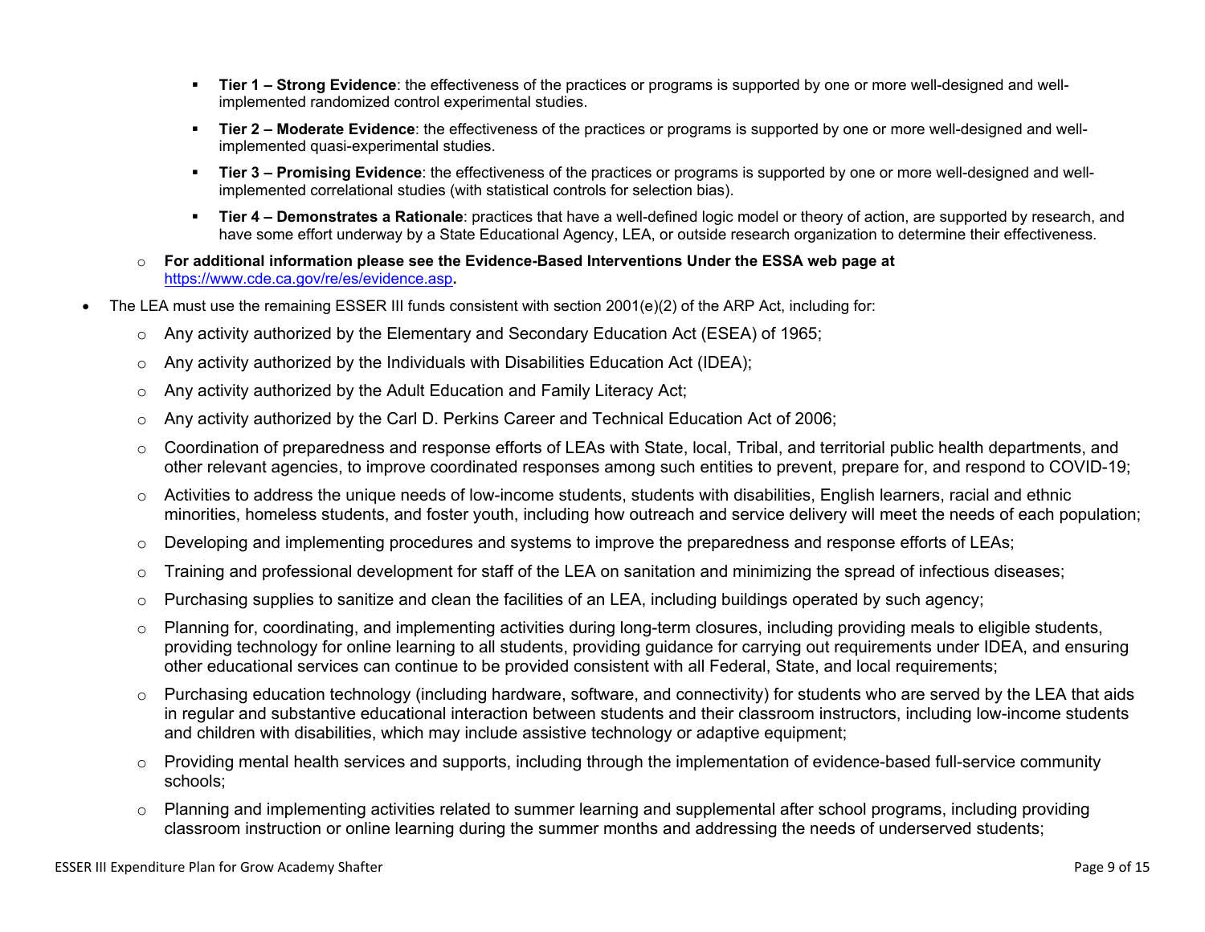- **Tier 1 – Strong Evidence**: the effectiveness of the practices or programs is supported by one or more well-designed and well-implemented randomized control experimental studies.
   - **Tier 2 – Moderate Evidence**: the effectiveness of the practices or programs is supported by one or more well-designed and well-implemented quasi-experimental studies.
   - **Tier 3 – Promising Evidence**: the effectiveness of the practices or programs is supported by one or more well-designed and well-implemented correlational studies (with statistical controls for selection bias).
   - **Tier 4 – Demonstrates a Rationale**: practices that have a well-defined logic model or theory of action, are supported by research, and have some effort underway by a State Educational Agency, LEA, or outside research organization to determine their effectiveness.
  - **For additional information please see the Evidence-Based Interventions Under the ESSA web page at** [https://www.cde.ca.gov/re/es/evidence.asp](https://www.cde.ca.gov/re/es/evidence.asp)**.**
- The LEA must use the remaining ESSER III funds consistent with section 2001(e)(2) of the ARP Act, including for:
  - Any activity authorized by the Elementary and Secondary Education Act (ESEA) of 1965;
  - Any activity authorized by the Individuals with Disabilities Education Act (IDEA);
  - Any activity authorized by the Adult Education and Family Literacy Act;
  - Any activity authorized by the Carl D. Perkins Career and Technical Education Act of 2006;
  - Coordination of preparedness and response efforts of LEAs with State, local, Tribal, and territorial public health departments, and other relevant agencies, to improve coordinated responses among such entities to prevent, prepare for, and respond to COVID-19;
  - Activities to address the unique needs of low-income students, students with disabilities, English learners, racial and ethnic minorities, homeless students, and foster youth, including how outreach and service delivery will meet the needs of each population;
  - Developing and implementing procedures and systems to improve the preparedness and response efforts of LEAs;
  - Training and professional development for staff of the LEA on sanitation and minimizing the spread of infectious diseases;
  - Purchasing supplies to sanitize and clean the facilities of an LEA, including buildings operated by such agency;
  - Planning for, coordinating, and implementing activities during long-term closures, including providing meals to eligible students, providing technology for online learning to all students, providing guidance for carrying out requirements under IDEA, and ensuring other educational services can continue to be provided consistent with all Federal, State, and local requirements;
  - Purchasing education technology (including hardware, software, and connectivity) for students who are served by the LEA that aids in regular and substantive educational interaction between students and their classroom instructors, including low-income students and children with disabilities, which may include assistive technology or adaptive equipment;
  - Providing mental health services and supports, including through the implementation of evidence-based full-service community schools;
  - Planning and implementing activities related to summer learning and supplemental after school programs, including providing classroom instruction or online learning during the summer months and addressing the needs of underserved students;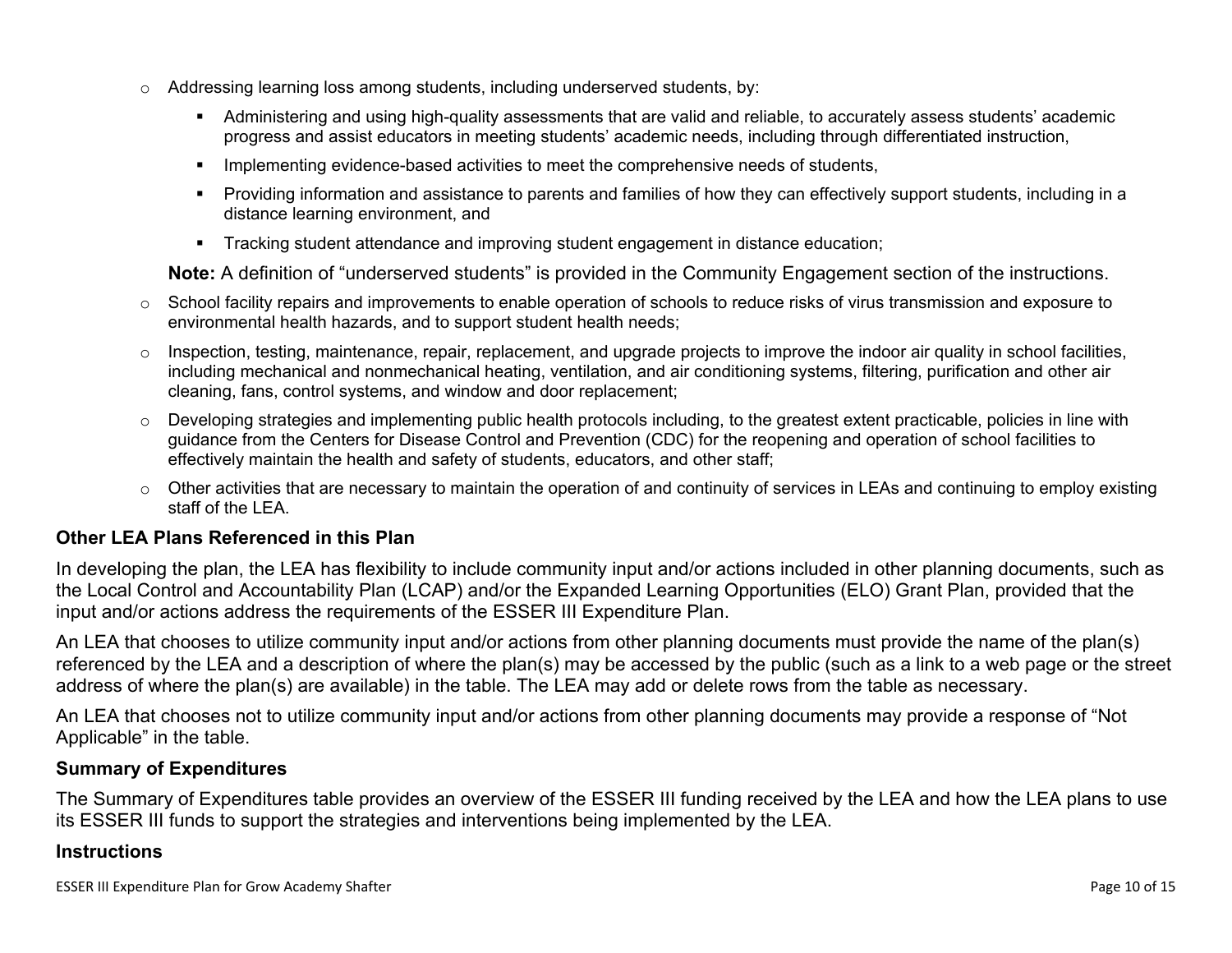- Addressing learning loss among students, including underserved students, by:
    - Administering and using high-quality assessments that are valid and reliable, to accurately assess students' academic progress and assist educators in meeting students' academic needs, including through differentiated instruction,
    - Implementing evidence-based activities to meet the comprehensive needs of students,
    - Providing information and assistance to parents and families of how they can effectively support students, including in a distance learning environment, and
    - Tracking student attendance and improving student engagement in distance education;

  **Note:** A definition of "underserved students" is provided in the Community Engagement section of the instructions.
- School facility repairs and improvements to enable operation of schools to reduce risks of virus transmission and exposure to environmental health hazards, and to support student health needs;
- Inspection, testing, maintenance, repair, replacement, and upgrade projects to improve the indoor air quality in school facilities, including mechanical and nonmechanical heating, ventilation, and air conditioning systems, filtering, purification and other air cleaning, fans, control systems, and window and door replacement;
- Developing strategies and implementing public health protocols including, to the greatest extent practicable, policies in line with guidance from the Centers for Disease Control and Prevention (CDC) for the reopening and operation of school facilities to effectively maintain the health and safety of students, educators, and other staff;
- Other activities that are necessary to maintain the operation of and continuity of services in LEAs and continuing to employ existing staff of the LEA.

### Other LEA Plans Referenced in this Plan

In developing the plan, the LEA has flexibility to include community input and/or actions included in other planning documents, such as the Local Control and Accountability Plan (LCAP) and/or the Expanded Learning Opportunities (ELO) Grant Plan, provided that the input and/or actions address the requirements of the ESSER III Expenditure Plan.

An LEA that chooses to utilize community input and/or actions from other planning documents must provide the name of the plan(s) referenced by the LEA and a description of where the plan(s) may be accessed by the public (such as a link to a web page or the street address of where the plan(s) are available) in the table. The LEA may add or delete rows from the table as necessary.

An LEA that chooses not to utilize community input and/or actions from other planning documents may provide a response of "Not Applicable" in the table.

### Summary of Expenditures

The Summary of Expenditures table provides an overview of the ESSER III funding received by the LEA and how the LEA plans to use its ESSER III funds to support the strategies and interventions being implemented by the LEA.

### Instructions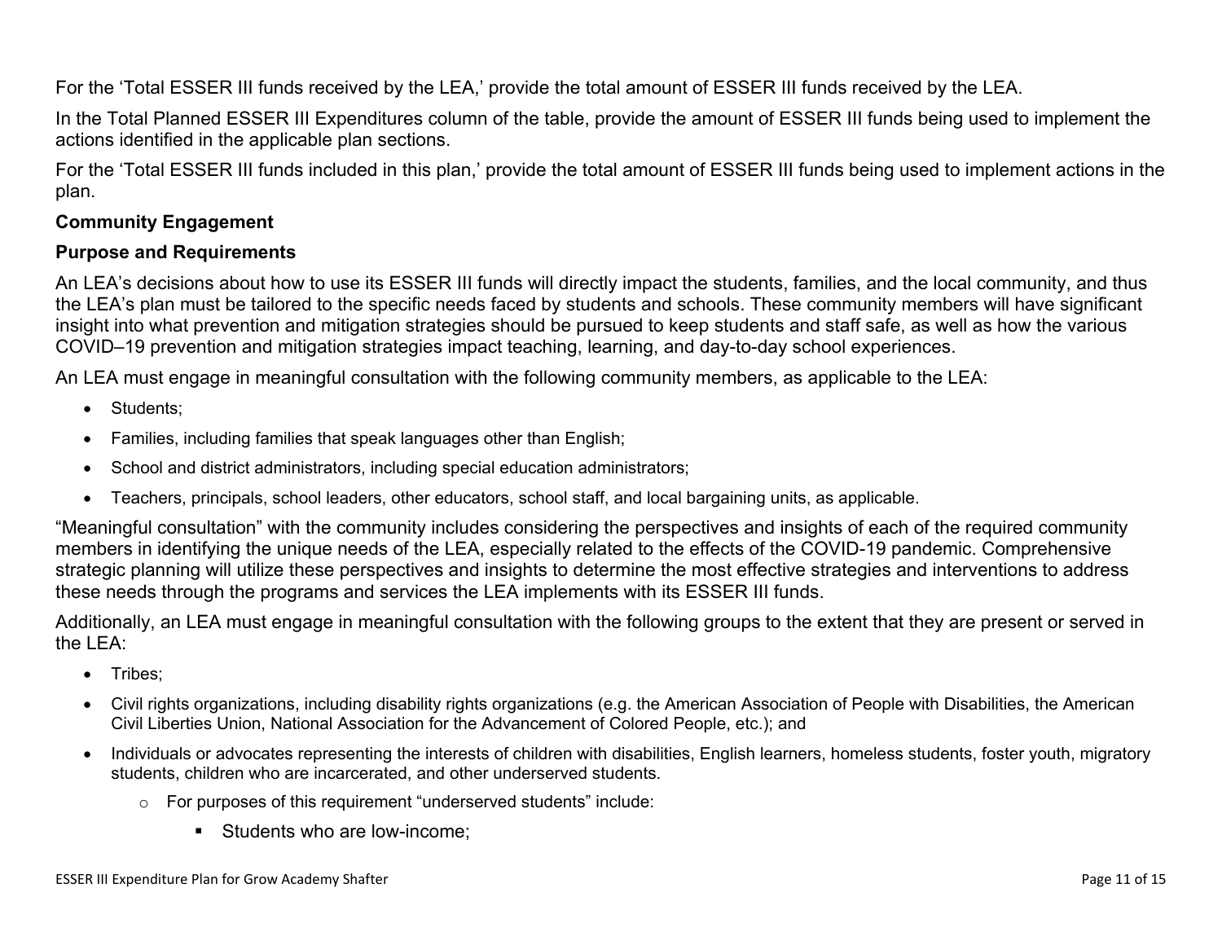For the ‘Total ESSER III funds received by the LEA,’ provide the total amount of ESSER III funds received by the LEA.

In the Total Planned ESSER III Expenditures column of the table, provide the amount of ESSER III funds being used to implement the actions identified in the applicable plan sections.

For the ‘Total ESSER III funds included in this plan,’ provide the total amount of ESSER III funds being used to implement actions in the plan.

**Community Engagement**

**Purpose and Requirements**

An LEA’s decisions about how to use its ESSER III funds will directly impact the students, families, and the local community, and thus the LEA’s plan must be tailored to the specific needs faced by students and schools. These community members will have significant insight into what prevention and mitigation strategies should be pursued to keep students and staff safe, as well as how the various COVID–19 prevention and mitigation strategies impact teaching, learning, and day-to-day school experiences.

An LEA must engage in meaningful consultation with the following community members, as applicable to the LEA:

- Students;
- Families, including families that speak languages other than English;
- School and district administrators, including special education administrators;
- Teachers, principals, school leaders, other educators, school staff, and local bargaining units, as applicable.

“Meaningful consultation” with the community includes considering the perspectives and insights of each of the required community members in identifying the unique needs of the LEA, especially related to the effects of the COVID-19 pandemic. Comprehensive strategic planning will utilize these perspectives and insights to determine the most effective strategies and interventions to address these needs through the programs and services the LEA implements with its ESSER III funds.

Additionally, an LEA must engage in meaningful consultation with the following groups to the extent that they are present or served in the LEA:

- Tribes;
- Civil rights organizations, including disability rights organizations (e.g. the American Association of People with Disabilities, the American Civil Liberties Union, National Association for the Advancement of Colored People, etc.); and
- Individuals or advocates representing the interests of children with disabilities, English learners, homeless students, foster youth, migratory students, children who are incarcerated, and other underserved students.
  - For purposes of this requirement “underserved students” include:
    - Students who are low-income;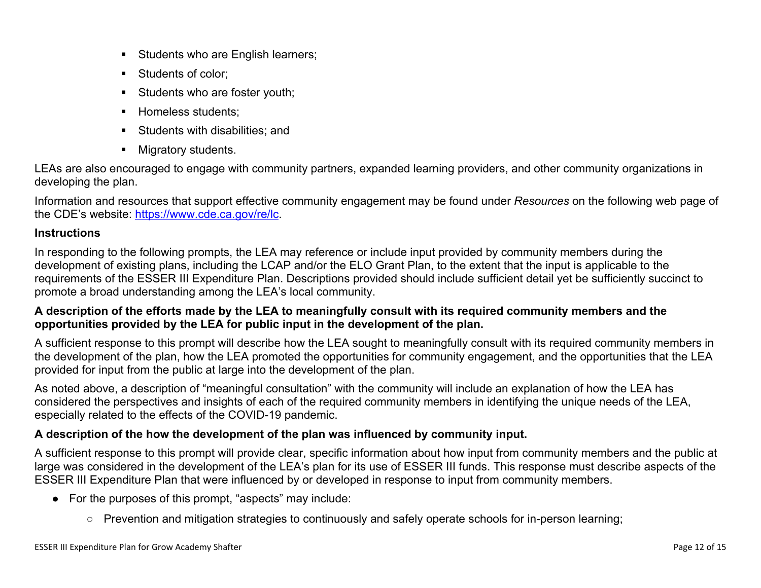- Students who are English learners;
- Students of color;
- Students who are foster youth;
- Homeless students;
- Students with disabilities; and
- Migratory students.

LEAs are also encouraged to engage with community partners, expanded learning providers, and other community organizations in developing the plan.

Information and resources that support effective community engagement may be found under *Resources* on the following web page of the CDE's website: https://www.cde.ca.gov/re/lc.

**Instructions**

In responding to the following prompts, the LEA may reference or include input provided by community members during the development of existing plans, including the LCAP and/or the ELO Grant Plan, to the extent that the input is applicable to the requirements of the ESSER III Expenditure Plan. Descriptions provided should include sufficient detail yet be sufficiently succinct to promote a broad understanding among the LEA's local community.

**A description of the efforts made by the LEA to meaningfully consult with its required community members and the opportunities provided by the LEA for public input in the development of the plan.**

A sufficient response to this prompt will describe how the LEA sought to meaningfully consult with its required community members in the development of the plan, how the LEA promoted the opportunities for community engagement, and the opportunities that the LEA provided for input from the public at large into the development of the plan.

As noted above, a description of "meaningful consultation" with the community will include an explanation of how the LEA has considered the perspectives and insights of each of the required community members in identifying the unique needs of the LEA, especially related to the effects of the COVID-19 pandemic.

**A description of the how the development of the plan was influenced by community input.**

A sufficient response to this prompt will provide clear, specific information about how input from community members and the public at large was considered in the development of the LEA's plan for its use of ESSER III funds. This response must describe aspects of the ESSER III Expenditure Plan that were influenced by or developed in response to input from community members.

- For the purposes of this prompt, "aspects" may include:
  - Prevention and mitigation strategies to continuously and safely operate schools for in-person learning;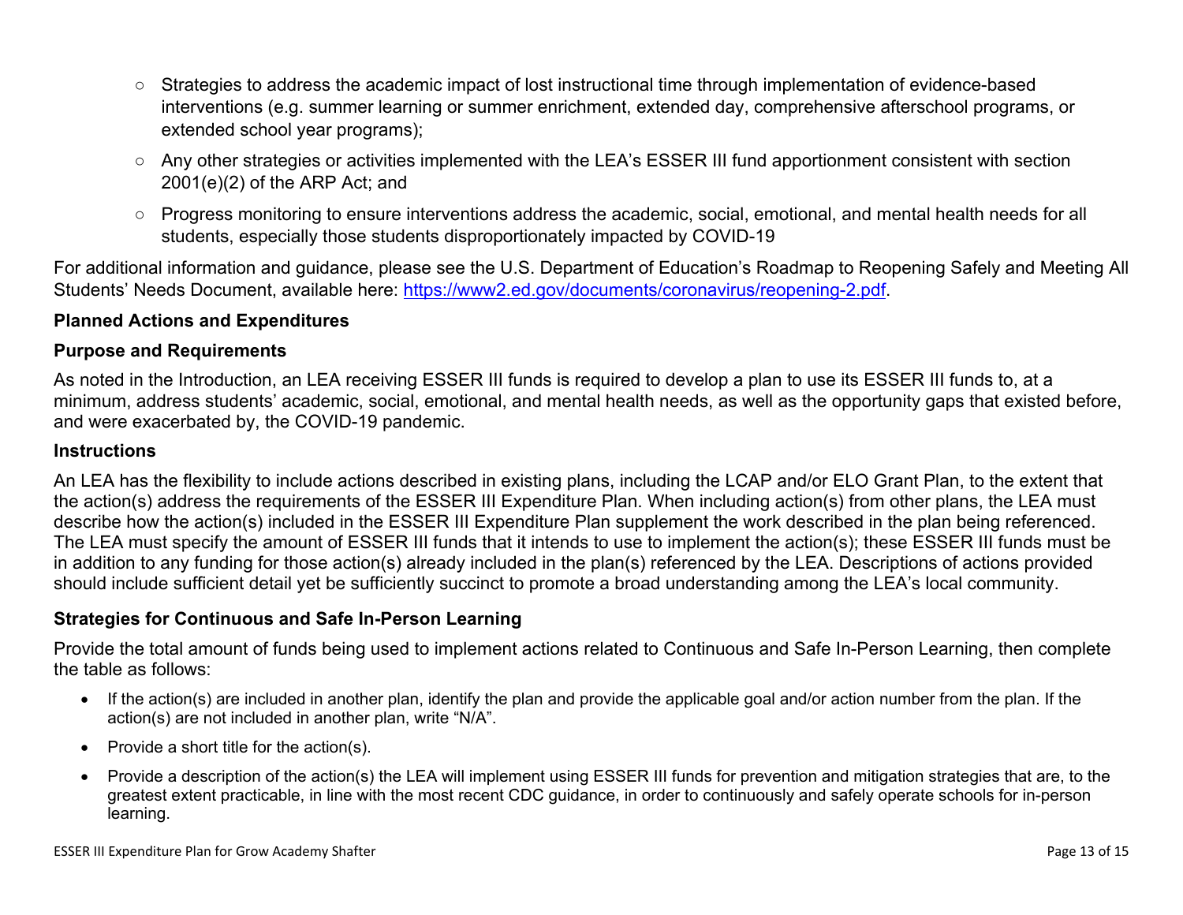- Strategies to address the academic impact of lost instructional time through implementation of evidence-based interventions (e.g. summer learning or summer enrichment, extended day, comprehensive afterschool programs, or extended school year programs);
- Any other strategies or activities implemented with the LEA's ESSER III fund apportionment consistent with section 2001(e)(2) of the ARP Act; and
- Progress monitoring to ensure interventions address the academic, social, emotional, and mental health needs for all students, especially those students disproportionately impacted by COVID-19

For additional information and guidance, please see the U.S. Department of Education's Roadmap to Reopening Safely and Meeting All Students' Needs Document, available here: https://www2.ed.gov/documents/coronavirus/reopening-2.pdf.

**Planned Actions and Expenditures**

**Purpose and Requirements**

As noted in the Introduction, an LEA receiving ESSER III funds is required to develop a plan to use its ESSER III funds to, at a minimum, address students' academic, social, emotional, and mental health needs, as well as the opportunity gaps that existed before, and were exacerbated by, the COVID-19 pandemic.

**Instructions**

An LEA has the flexibility to include actions described in existing plans, including the LCAP and/or ELO Grant Plan, to the extent that the action(s) address the requirements of the ESSER III Expenditure Plan. When including action(s) from other plans, the LEA must describe how the action(s) included in the ESSER III Expenditure Plan supplement the work described in the plan being referenced. The LEA must specify the amount of ESSER III funds that it intends to use to implement the action(s); these ESSER III funds must be in addition to any funding for those action(s) already included in the plan(s) referenced by the LEA. Descriptions of actions provided should include sufficient detail yet be sufficiently succinct to promote a broad understanding among the LEA's local community.

**Strategies for Continuous and Safe In-Person Learning**

Provide the total amount of funds being used to implement actions related to Continuous and Safe In-Person Learning, then complete the table as follows:

- If the action(s) are included in another plan, identify the plan and provide the applicable goal and/or action number from the plan. If the action(s) are not included in another plan, write "N/A".
- Provide a short title for the action(s).
- Provide a description of the action(s) the LEA will implement using ESSER III funds for prevention and mitigation strategies that are, to the greatest extent practicable, in line with the most recent CDC guidance, in order to continuously and safely operate schools for in-person learning.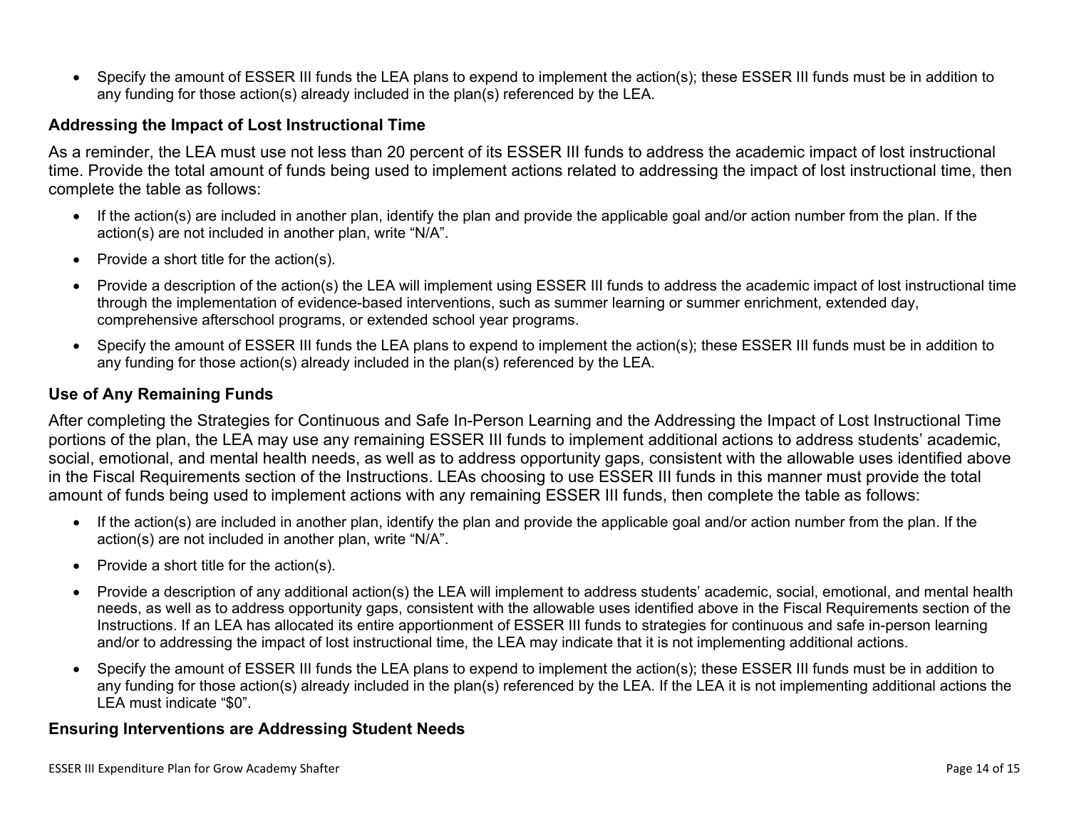- Specify the amount of ESSER III funds the LEA plans to expend to implement the action(s); these ESSER III funds must be in addition to any funding for those action(s) already included in the plan(s) referenced by the LEA.

### Addressing the Impact of Lost Instructional Time

As a reminder, the LEA must use not less than 20 percent of its ESSER III funds to address the academic impact of lost instructional time. Provide the total amount of funds being used to implement actions related to addressing the impact of lost instructional time, then complete the table as follows:

- If the action(s) are included in another plan, identify the plan and provide the applicable goal and/or action number from the plan. If the action(s) are not included in another plan, write “N/A”.
- Provide a short title for the action(s).
- Provide a description of the action(s) the LEA will implement using ESSER III funds to address the academic impact of lost instructional time through the implementation of evidence-based interventions, such as summer learning or summer enrichment, extended day, comprehensive afterschool programs, or extended school year programs.
- Specify the amount of ESSER III funds the LEA plans to expend to implement the action(s); these ESSER III funds must be in addition to any funding for those action(s) already included in the plan(s) referenced by the LEA.

### Use of Any Remaining Funds

After completing the Strategies for Continuous and Safe In-Person Learning and the Addressing the Impact of Lost Instructional Time portions of the plan, the LEA may use any remaining ESSER III funds to implement additional actions to address students’ academic, social, emotional, and mental health needs, as well as to address opportunity gaps, consistent with the allowable uses identified above in the Fiscal Requirements section of the Instructions. LEAs choosing to use ESSER III funds in this manner must provide the total amount of funds being used to implement actions with any remaining ESSER III funds, then complete the table as follows:

- If the action(s) are included in another plan, identify the plan and provide the applicable goal and/or action number from the plan. If the action(s) are not included in another plan, write “N/A”.
- Provide a short title for the action(s).
- Provide a description of any additional action(s) the LEA will implement to address students’ academic, social, emotional, and mental health needs, as well as to address opportunity gaps, consistent with the allowable uses identified above in the Fiscal Requirements section of the Instructions. If an LEA has allocated its entire apportionment of ESSER III funds to strategies for continuous and safe in-person learning and/or to addressing the impact of lost instructional time, the LEA may indicate that it is not implementing additional actions.
- Specify the amount of ESSER III funds the LEA plans to expend to implement the action(s); these ESSER III funds must be in addition to any funding for those action(s) already included in the plan(s) referenced by the LEA. If the LEA it is not implementing additional actions the LEA must indicate “$0”.

### Ensuring Interventions are Addressing Student Needs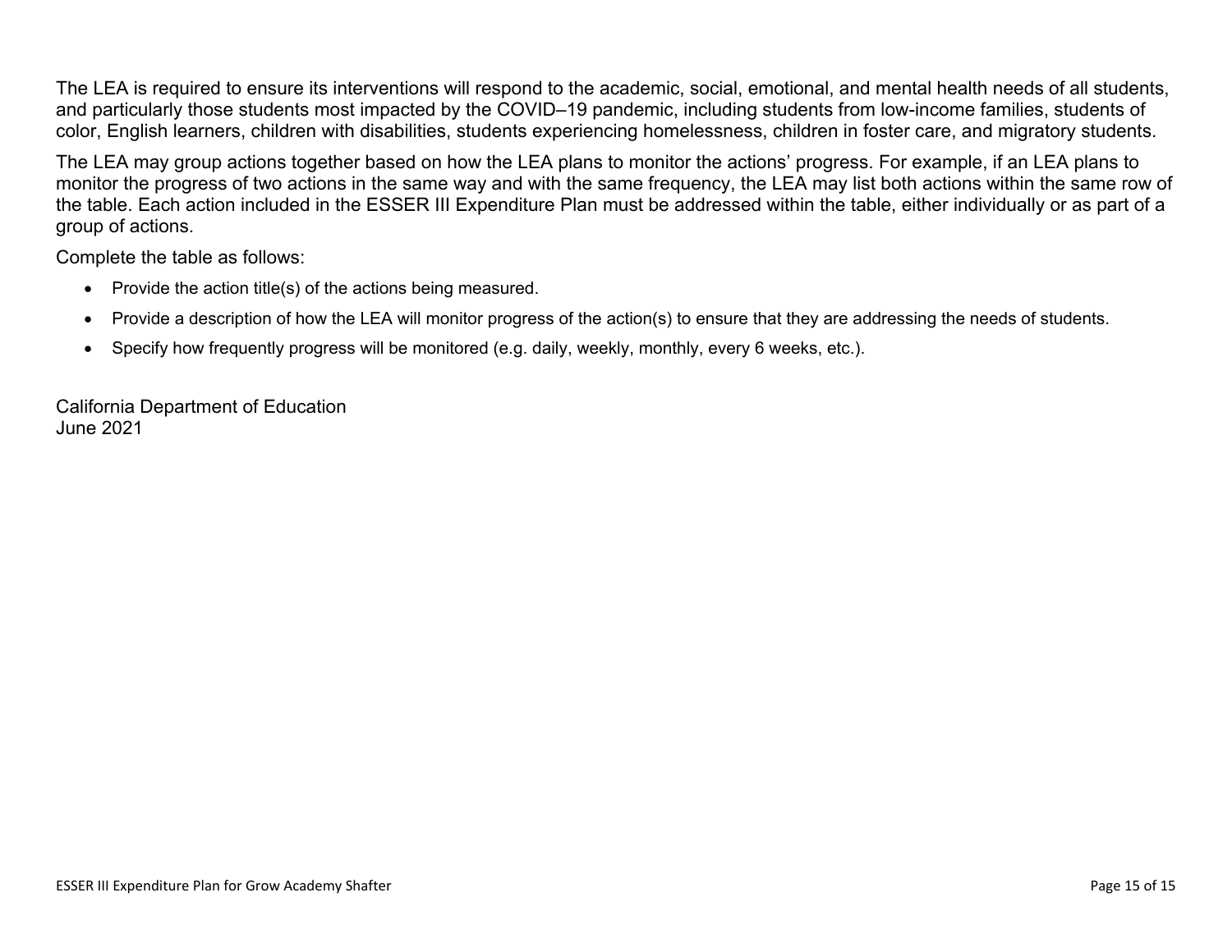The LEA is required to ensure its interventions will respond to the academic, social, emotional, and mental health needs of all students, and particularly those students most impacted by the COVID–19 pandemic, including students from low-income families, students of color, English learners, children with disabilities, students experiencing homelessness, children in foster care, and migratory students.

The LEA may group actions together based on how the LEA plans to monitor the actions' progress. For example, if an LEA plans to monitor the progress of two actions in the same way and with the same frequency, the LEA may list both actions within the same row of the table. Each action included in the ESSER III Expenditure Plan must be addressed within the table, either individually or as part of a group of actions.

Complete the table as follows:

- Provide the action title(s) of the actions being measured.
- Provide a description of how the LEA will monitor progress of the action(s) to ensure that they are addressing the needs of students.
- Specify how frequently progress will be monitored (e.g. daily, weekly, monthly, every 6 weeks, etc.).

California Department of Education
June 2021